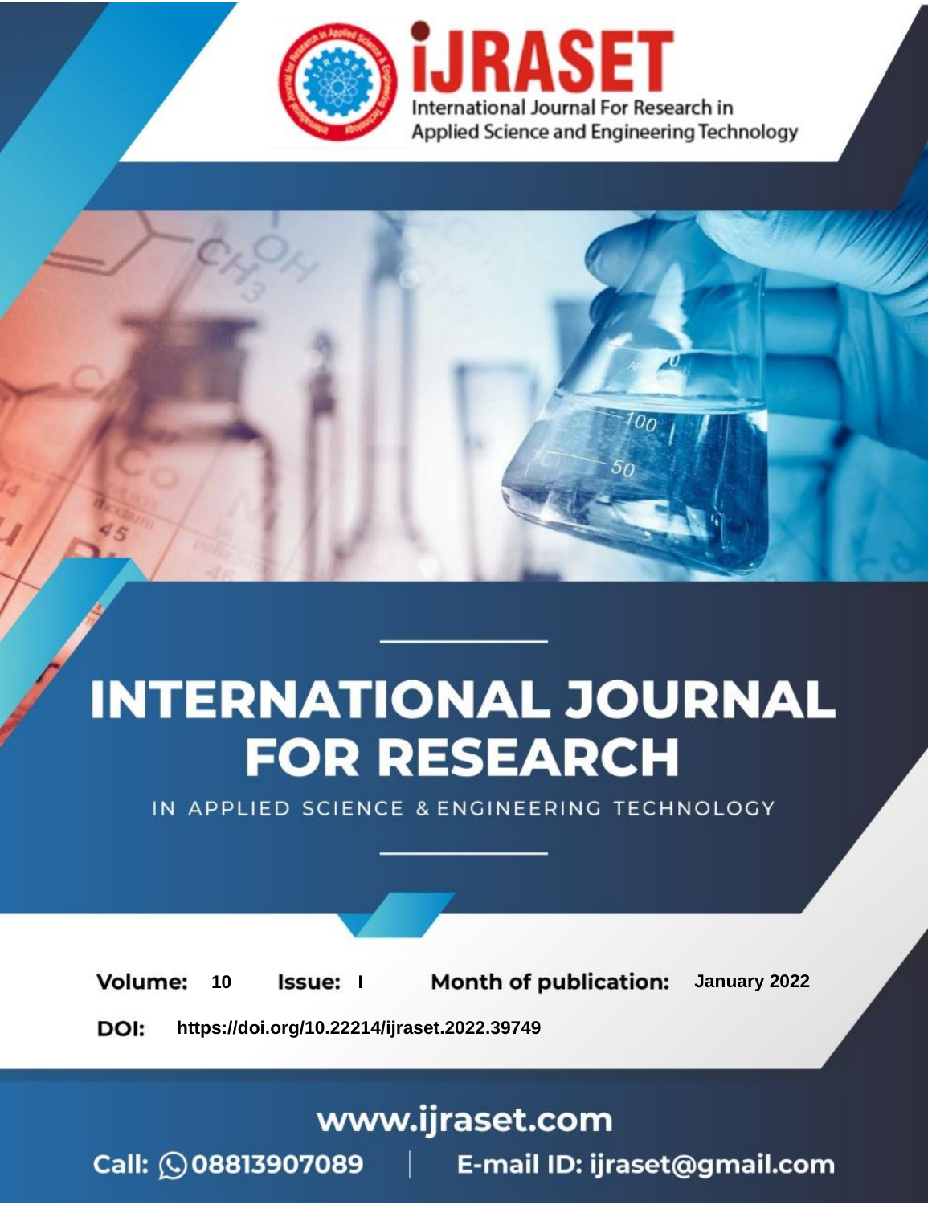# INTERNATIONAL JOURNAL FOR RESEARCH

IN APPLIED SCIENCE & ENGINEERING TECHNOLOGY

**Volume:** 10 **Issue:** I **Month of publication:** January 2022

**DOI:** https://doi.org/10.22214/ijraset.2022.39749

www.ijraset.com

Call: 08813907089 | E-mail ID: ijraset@gmail.com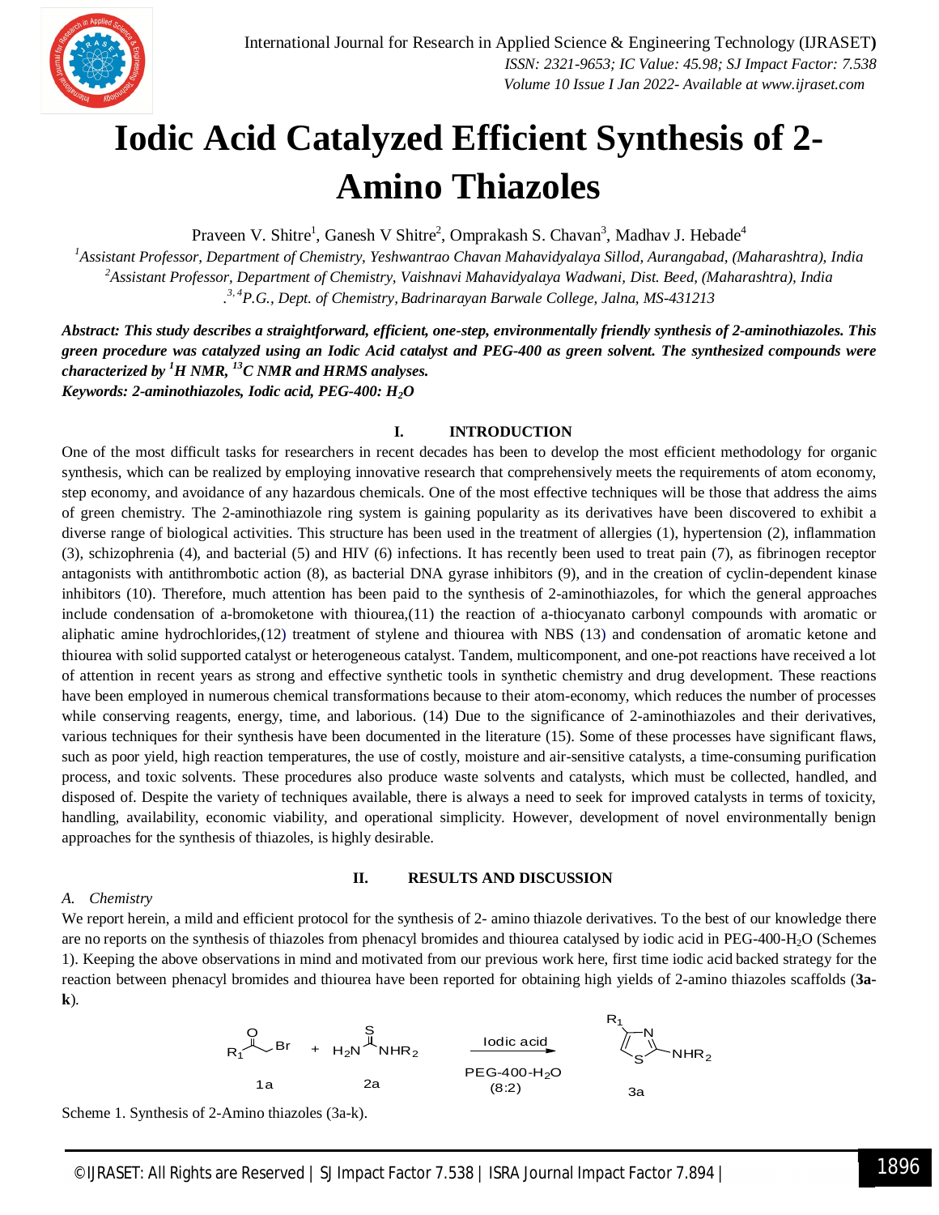# Iodic Acid Catalyzed Efficient Synthesis of 2-Amino Thiazoles

Praveen V. Shitre[1], Ganesh V Shitre[2], Omprakash S. Chavan[3], Madhav J. Hebade[4]

[1]*Assistant Professor, Department of Chemistry, Yeshwantrao Chavan Mahavidyalaya Sillod, Aurangabad, (Maharashtra), India*
[2]*Assistant Professor, Department of Chemistry, Vaishnavi Mahavidyalaya Wadwani, Dist. Beed, (Maharashtra), India*
[3,4]*P.G., Dept. of Chemistry, Badrinarayan Barwale College, Jalna, MS-431213*

***Abstract:** This study describes a straightforward, efficient, one-step, environmentally friendly synthesis of 2-aminothiazoles. This green procedure was catalyzed using an Iodic Acid catalyst and PEG-400 as green solvent. The synthesized compounds were characterized by $^{1}H$ NMR, $^{13}C$ NMR and HRMS analyses.*

***Keywords:** 2-aminothiazoles, Iodic acid, PEG-400: $H_2O$*

## I. INTRODUCTION

One of the most difficult tasks for researchers in recent decades has been to develop the most efficient methodology for organic synthesis, which can be realized by employing innovative research that comprehensively meets the requirements of atom economy, step economy, and avoidance of any hazardous chemicals. One of the most effective techniques will be those that address the aims of green chemistry. The 2-aminothiazole ring system is gaining popularity as its derivatives have been discovered to exhibit a diverse range of biological activities. This structure has been used in the treatment of allergies (1), hypertension (2), inflammation (3), schizophrenia (4), and bacterial (5) and HIV (6) infections. It has recently been used to treat pain (7), as fibrinogen receptor antagonists with antithrombotic action (8), as bacterial DNA gyrase inhibitors (9), and in the creation of cyclin-dependent kinase inhibitors (10). Therefore, much attention has been paid to the synthesis of 2-aminothiazoles, for which the general approaches include condensation of a-bromoketone with thiourea,(11) the reaction of a-thiocyanato carbonyl compounds with aromatic or aliphatic amine hydrochlorides,(12) treatment of stylene and thiourea with NBS (13) and condensation of aromatic ketone and thiourea with solid supported catalyst or heterogeneous catalyst. Tandem, multicomponent, and one-pot reactions have received a lot of attention in recent years as strong and effective synthetic tools in synthetic chemistry and drug development. These reactions have been employed in numerous chemical transformations because to their atom-economy, which reduces the number of processes while conserving reagents, energy, time, and laborious. (14) Due to the significance of 2-aminothiazoles and their derivatives, various techniques for their synthesis have been documented in the literature (15). Some of these processes have significant flaws, such as poor yield, high reaction temperatures, the use of costly, moisture and air-sensitive catalysts, a time-consuming purification process, and toxic solvents. These procedures also produce waste solvents and catalysts, which must be collected, handled, and disposed of. Despite the variety of techniques available, there is always a need to seek for improved catalysts in terms of toxicity, handling, availability, economic viability, and operational simplicity. However, development of novel environmentally benign approaches for the synthesis of thiazoles, is highly desirable.

## II. RESULTS AND DISCUSSION

### *A. Chemistry*

We report herein, a mild and efficient protocol for the synthesis of 2- amino thiazole derivatives. To the best of our knowledge there are no reports on the synthesis of thiazoles from phenacyl bromides and thiourea catalysed by iodic acid in PEG-400-$H_2O$ (Schemes 1). Keeping the above observations in mind and motivated from our previous work here, first time iodic acid backed strategy for the reaction between phenacyl bromides and thiourea have been reported for obtaining high yields of 2-amino thiazoles scaffolds (**3a-k**).

$$R_1COCH_2Br\ (\mathbf{1a}) + H_2N{-}C({=}S){-}NHR_2\ (\mathbf{2a}) \xrightarrow[\text{PEG-400-}H_2O\ (8:2)]{\text{Iodic acid}} \text{4-}R_1\text{-2-}(NHR_2)\text{thiazole}\ (\mathbf{3a})$$

Scheme 1. Synthesis of 2-Amino thiazoles (3a-k).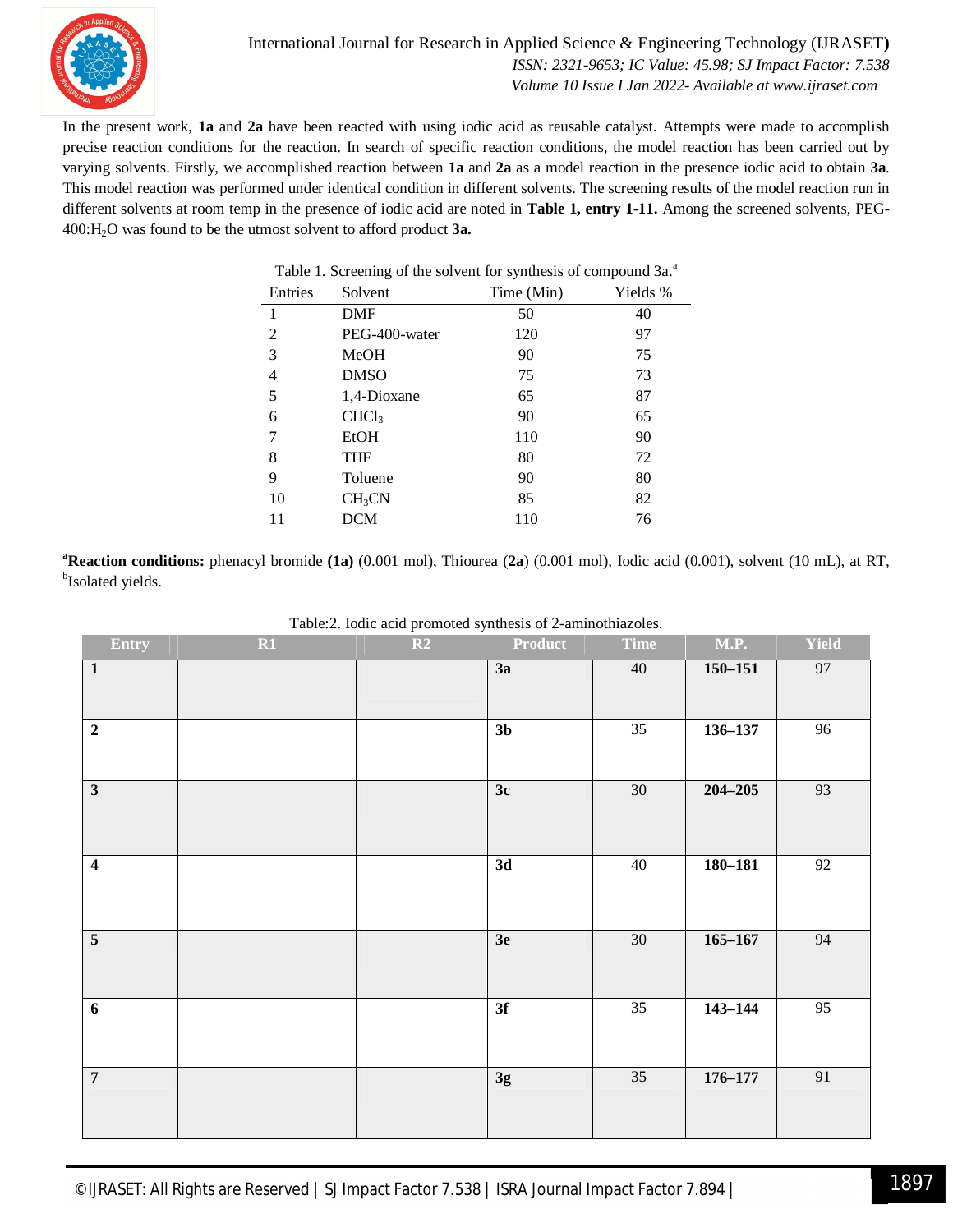In the present work, **1a** and **2a** have been reacted with using iodic acid as reusable catalyst. Attempts were made to accomplish precise reaction conditions for the reaction. In search of specific reaction conditions, the model reaction has been carried out by varying solvents. Firstly, we accomplished reaction between **1a** and **2a** as a model reaction in the presence iodic acid to obtain **3a**. This model reaction was performed under identical condition in different solvents. The screening results of the model reaction run in different solvents at room temp in the presence of iodic acid are noted in **Table 1, entry 1-11.** Among the screened solvents, PEG-400:$H_2O$ was found to be the utmost solvent to afford product **3a.**

Table 1. Screening of the solvent for synthesis of compound 3a.[a]

| Entries | Solvent | Time (Min) | Yields % |
|---|---|---|---|
| 1 | DMF | 50 | 40 |
| 2 | PEG-400-water | 120 | 97 |
| 3 | MeOH | 90 | 75 |
| 4 | DMSO | 75 | 73 |
| 5 | 1,4-Dioxane | 65 | 87 |
| 6 | $CHCl_3$ | 90 | 65 |
| 7 | EtOH | 110 | 90 |
| 8 | THF | 80 | 72 |
| 9 | Toluene | 90 | 80 |
| 10 | $CH_3CN$ | 85 | 82 |
| 11 | DCM | 110 | 76 |

[a]**Reaction conditions:** phenacyl bromide **(1a)** (0.001 mol), Thiourea (**2a**) (0.001 mol), Iodic acid (0.001), solvent (10 mL), at RT, [b]Isolated yields.

Table:2. Iodic acid promoted synthesis of 2-aminothiazoles.

| Entry | R1 | R2 | Product | Time | M.P. | Yield |
|---|---|---|---|---|---|---|
| **1** | | | **3a** | 40 | **150–151** | 97 |
| **2** | | | **3b** | 35 | **136–137** | 96 |
| **3** | | | **3c** | 30 | **204–205** | 93 |
| **4** | | | **3d** | 40 | **180–181** | 92 |
| **5** | | | **3e** | 30 | **165–167** | 94 |
| **6** | | | **3f** | 35 | **143–144** | 95 |
| **7** | | | **3g** | 35 | **176–177** | 91 |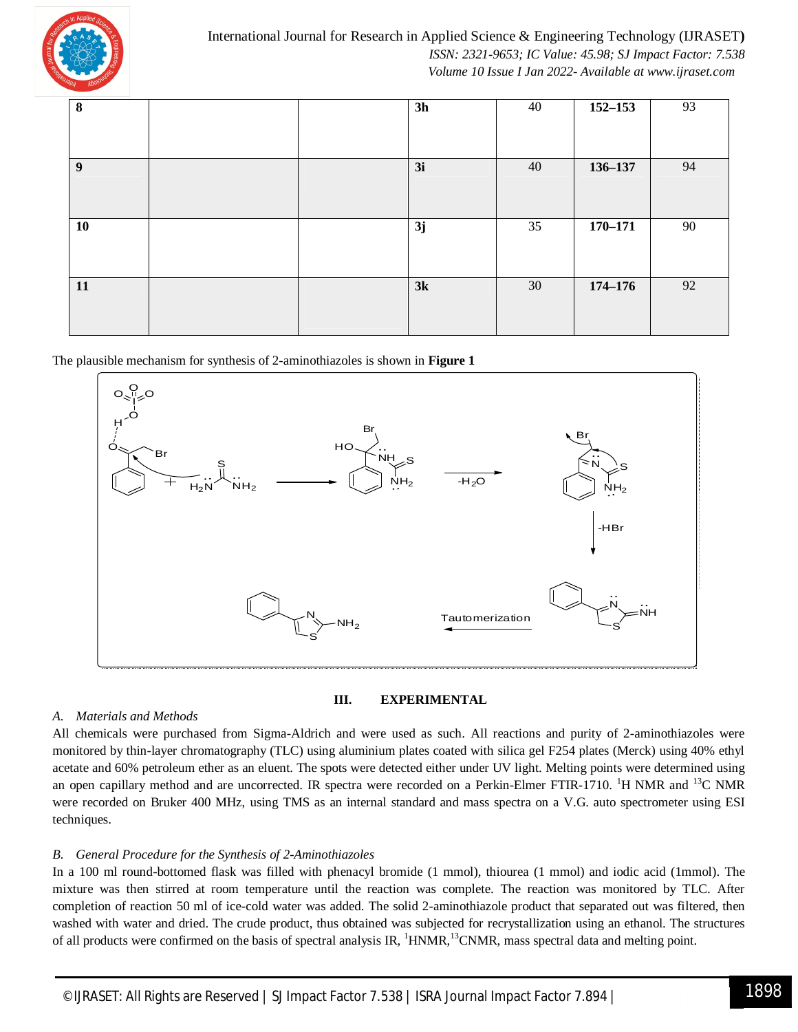| 8 | | | 3h | 40 | 152–153 | 93 |
|---|---|---|---|---|---|---|
| 9 | | | 3i | 40 | 136–137 | 94 |
| 10 | | | 3j | 35 | 170–171 | 90 |
| 11 | | | 3k | 30 | 174–176 | 92 |

The plausible mechanism for synthesis of 2-aminothiazoles is shown in **Figure 1**

## III. EXPERIMENTAL

### *A. Materials and Methods*

All chemicals were purchased from Sigma-Aldrich and were used as such. All reactions and purity of 2-aminothiazoles were monitored by thin-layer chromatography (TLC) using aluminium plates coated with silica gel F254 plates (Merck) using 40% ethyl acetate and 60% petroleum ether as an eluent. The spots were detected either under UV light. Melting points were determined using an open capillary method and are uncorrected. IR spectra were recorded on a Perkin-Elmer FTIR-1710. $^{1}$H NMR and $^{13}$C NMR were recorded on Bruker 400 MHz, using TMS as an internal standard and mass spectra on a V.G. auto spectrometer using ESI techniques.

### *B. General Procedure for the Synthesis of 2-Aminothiazoles*

In a 100 ml round-bottomed flask was filled with phenacyl bromide (1 mmol), thiourea (1 mmol) and iodic acid (1mmol). The mixture was then stirred at room temperature until the reaction was complete. The reaction was monitored by TLC. After completion of reaction 50 ml of ice-cold water was added. The solid 2-aminothiazole product that separated out was filtered, then washed with water and dried. The crude product, thus obtained was subjected for recrystallization using an ethanol. The structures of all products were confirmed on the basis of spectral analysis IR, $^{1}$HNMR, $^{13}$CNMR, mass spectral data and melting point.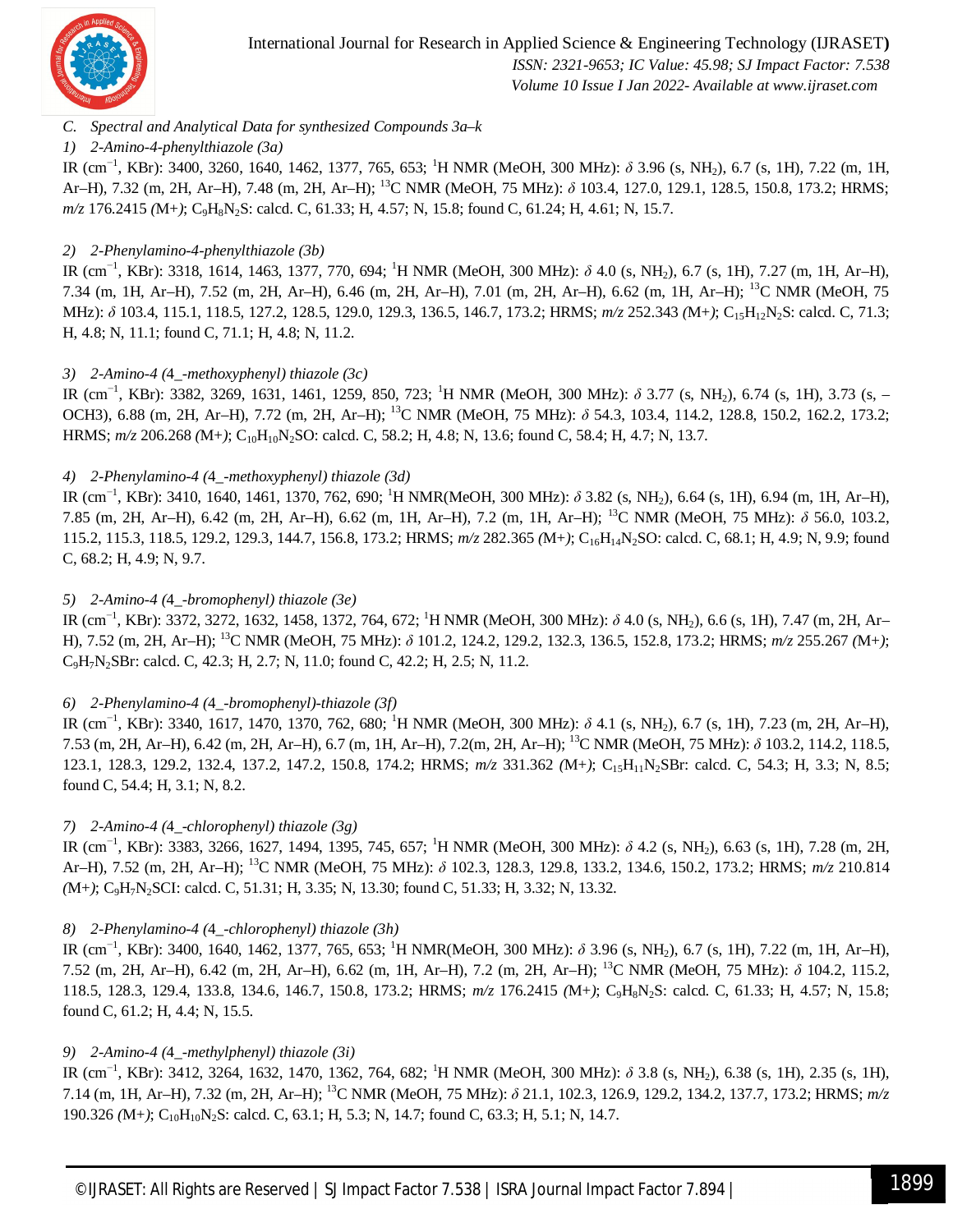*C. Spectral and Analytical Data for synthesized Compounds 3a–k*

*1) 2-Amino-4-phenylthiazole (3a)*

IR ($cm^{-1}$, KBr): 3400, 3260, 1640, 1462, 1377, 765, 653; $^1$H NMR (MeOH, 300 MHz): $\delta$ 3.96 (s, $NH_2$), 6.7 (s, 1H), 7.22 (m, 1H, Ar–H), 7.32 (m, 2H, Ar–H), 7.48 (m, 2H, Ar–H); $^{13}$C NMR (MeOH, 75 MHz): $\delta$ 103.4, 127.0, 129.1, 128.5, 150.8, 173.2; HRMS; *m/z* 176.2415 *(*M+*)*; $C_9H_8N_2S$: calcd. C, 61.33; H, 4.57; N, 15.8; found C, 61.24; H, 4.61; N, 15.7.

*2) 2-Phenylamino-4-phenylthiazole (3b)*

IR ($cm^{-1}$, KBr): 3318, 1614, 1463, 1377, 770, 694; $^1$H NMR (MeOH, 300 MHz): $\delta$ 4.0 (s, $NH_2$), 6.7 (s, 1H), 7.27 (m, 1H, Ar–H), 7.34 (m, 1H, Ar–H), 7.52 (m, 2H, Ar–H), 6.46 (m, 2H, Ar–H), 7.01 (m, 2H, Ar–H), 6.62 (m, 1H, Ar–H); $^{13}$C NMR (MeOH, 75 MHz): $\delta$ 103.4, 115.1, 118.5, 127.2, 128.5, 129.0, 129.3, 136.5, 146.7, 173.2; HRMS; *m/z* 252.343 *(*M+*)*; $C_{15}H_{12}N_2S$: calcd. C, 71.3; H, 4.8; N, 11.1; found C, 71.1; H, 4.8; N, 11.2.

*3) 2-Amino-4 (4_-methoxyphenyl) thiazole (3c)*

IR ($cm^{-1}$, KBr): 3382, 3269, 1631, 1461, 1259, 850, 723; $^1$H NMR (MeOH, 300 MHz): $\delta$ 3.77 (s, $NH_2$), 6.74 (s, 1H), 3.73 (s, –OCH3), 6.88 (m, 2H, Ar–H), 7.72 (m, 2H, Ar–H); $^{13}$C NMR (MeOH, 75 MHz): $\delta$ 54.3, 103.4, 114.2, 128.8, 150.2, 162.2, 173.2; HRMS; *m/z* 206.268 *(*M+*)*; $C_{10}H_{10}N_2SO$: calcd. C, 58.2; H, 4.8; N, 13.6; found C, 58.4; H, 4.7; N, 13.7.

*4) 2-Phenylamino-4 (4_-methoxyphenyl) thiazole (3d)*

IR ($cm^{-1}$, KBr): 3410, 1640, 1461, 1370, 762, 690; $^1$H NMR(MeOH, 300 MHz): $\delta$ 3.82 (s, $NH_2$), 6.64 (s, 1H), 6.94 (m, 1H, Ar–H), 7.85 (m, 2H, Ar–H), 6.42 (m, 2H, Ar–H), 6.62 (m, 1H, Ar–H), 7.2 (m, 1H, Ar–H); $^{13}$C NMR (MeOH, 75 MHz): $\delta$ 56.0, 103.2, 115.2, 115.3, 118.5, 129.2, 129.3, 144.7, 156.8, 173.2; HRMS; *m/z* 282.365 *(*M+*)*; $C_{16}H_{14}N_2SO$: calcd. C, 68.1; H, 4.9; N, 9.9; found C, 68.2; H, 4.9; N, 9.7.

*5) 2-Amino-4 (4_-bromophenyl) thiazole (3e)*

IR ($cm^{-1}$, KBr): 3372, 3272, 1632, 1458, 1372, 764, 672; $^1$H NMR (MeOH, 300 MHz): $\delta$ 4.0 (s, $NH_2$), 6.6 (s, 1H), 7.47 (m, 2H, Ar–H), 7.52 (m, 2H, Ar–H); $^{13}$C NMR (MeOH, 75 MHz): $\delta$ 101.2, 124.2, 129.2, 132.3, 136.5, 152.8, 173.2; HRMS; *m/z* 255.267 *(*M+*)*; $C_9H_7N_2SBr$: calcd. C, 42.3; H, 2.7; N, 11.0; found C, 42.2; H, 2.5; N, 11.2.

*6) 2-Phenylamino-4 (4_-bromophenyl)-thiazole (3f)*

IR ($cm^{-1}$, KBr): 3340, 1617, 1470, 1370, 762, 680; $^1$H NMR (MeOH, 300 MHz): $\delta$ 4.1 (s, $NH_2$), 6.7 (s, 1H), 7.23 (m, 2H, Ar–H), 7.53 (m, 2H, Ar–H), 6.42 (m, 2H, Ar–H), 6.7 (m, 1H, Ar–H), 7.2(m, 2H, Ar–H); $^{13}$C NMR (MeOH, 75 MHz): $\delta$ 103.2, 114.2, 118.5, 123.1, 128.3, 129.2, 132.4, 137.2, 147.2, 150.8, 174.2; HRMS; *m/z* 331.362 *(*M+*)*; $C_{15}H_{11}N_2SBr$: calcd. C, 54.3; H, 3.3; N, 8.5; found C, 54.4; H, 3.1; N, 8.2.

*7) 2-Amino-4 (4_-chlorophenyl) thiazole (3g)*

IR ($cm^{-1}$, KBr): 3383, 3266, 1627, 1494, 1395, 745, 657; $^1$H NMR (MeOH, 300 MHz): $\delta$ 4.2 (s, $NH_2$), 6.63 (s, 1H), 7.28 (m, 2H, Ar–H), 7.52 (m, 2H, Ar–H); $^{13}$C NMR (MeOH, 75 MHz): $\delta$ 102.3, 128.3, 129.8, 133.2, 134.6, 150.2, 173.2; HRMS; *m/z* 210.814 *(*M+*)*; $C_9H_7N_2SCI$: calcd. C, 51.31; H, 3.35; N, 13.30; found C, 51.33; H, 3.32; N, 13.32.

*8) 2-Phenylamino-4 (4_-chlorophenyl) thiazole (3h)*

IR ($cm^{-1}$, KBr): 3400, 1640, 1462, 1377, 765, 653; $^1$H NMR(MeOH, 300 MHz): $\delta$ 3.96 (s, $NH_2$), 6.7 (s, 1H), 7.22 (m, 1H, Ar–H), 7.52 (m, 2H, Ar–H), 6.42 (m, 2H, Ar–H), 6.62 (m, 1H, Ar–H), 7.2 (m, 2H, Ar–H); $^{13}$C NMR (MeOH, 75 MHz): $\delta$ 104.2, 115.2, 118.5, 128.3, 129.4, 133.8, 134.6, 146.7, 150.8, 173.2; HRMS; *m/z* 176.2415 *(*M+*)*; $C_9H_8N_2S$: calcd. C, 61.33; H, 4.57; N, 15.8; found C, 61.2; H, 4.4; N, 15.5.

*9) 2-Amino-4 (4_-methylphenyl) thiazole (3i)*

IR ($cm^{-1}$, KBr): 3412, 3264, 1632, 1470, 1362, 764, 682; $^1$H NMR (MeOH, 300 MHz): $\delta$ 3.8 (s, $NH_2$), 6.38 (s, 1H), 2.35 (s, 1H), 7.14 (m, 1H, Ar–H), 7.32 (m, 2H, Ar–H); $^{13}$C NMR (MeOH, 75 MHz): $\delta$ 21.1, 102.3, 126.9, 129.2, 134.2, 137.7, 173.2; HRMS; *m/z* 190.326 *(*M+*)*; $C_{10}H_{10}N_2S$: calcd. C, 63.1; H, 5.3; N, 14.7; found C, 63.3; H, 5.1; N, 14.7.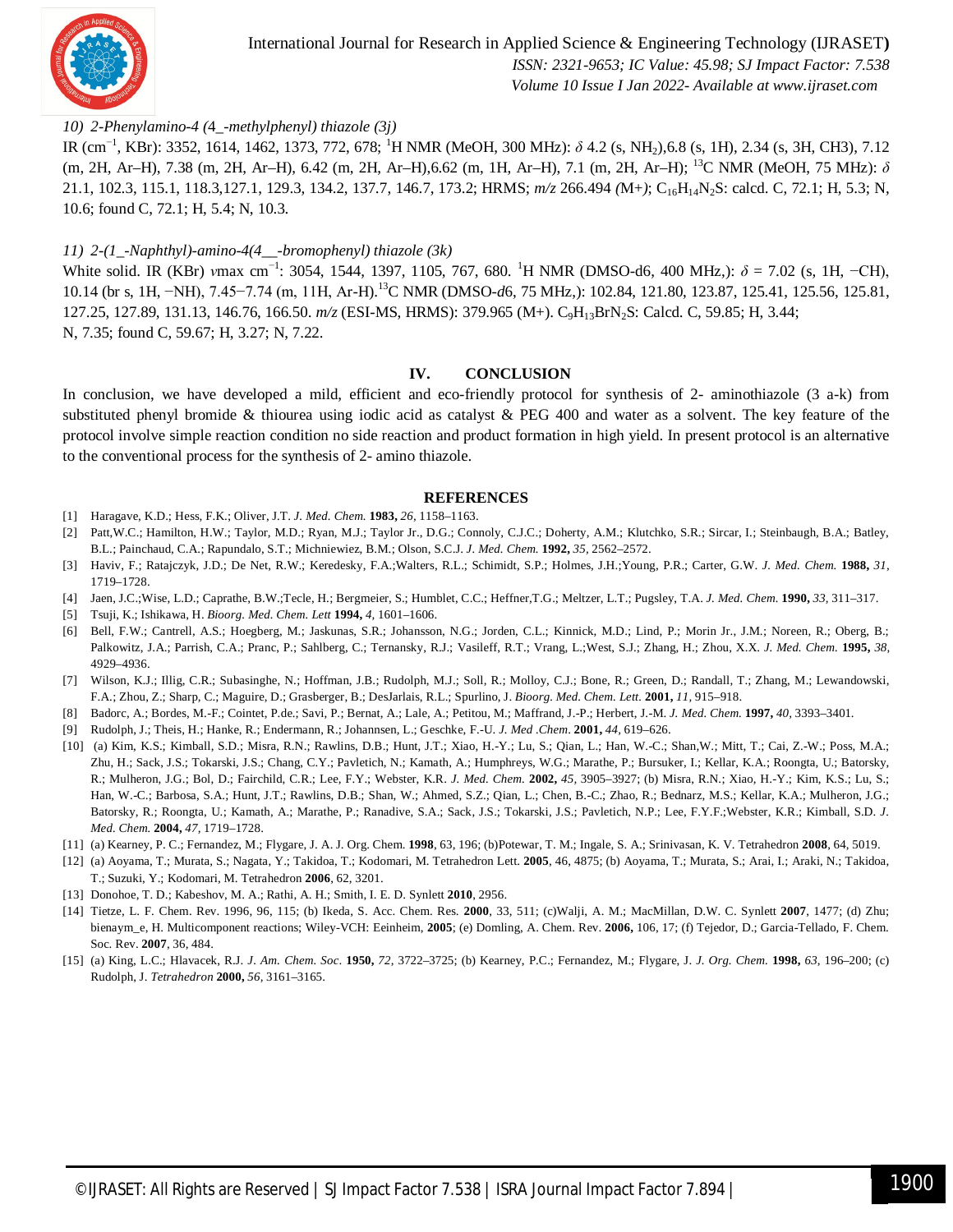*10) 2-Phenylamino-4 (4_-methylphenyl) thiazole (3j)*

IR ($cm^{-1}$, KBr): 3352, 1614, 1462, 1373, 772, 678; $^1$H NMR (MeOH, 300 MHz): $\delta$ 4.2 (s, $NH_2$),6.8 (s, 1H), 2.34 (s, 3H, CH3), 7.12 (m, 2H, Ar–H), 7.38 (m, 2H, Ar–H), 6.42 (m, 2H, Ar–H),6.62 (m, 1H, Ar–H), 7.1 (m, 2H, Ar–H); $^{13}$C NMR (MeOH, 75 MHz): $\delta$ 21.1, 102.3, 115.1, 118.3,127.1, 129.3, 134.2, 137.7, 146.7, 173.2; HRMS; *m/z* 266.494 *(*M+*)*; $C_{16}H_{14}N_2S$: calcd. C, 72.1; H, 5.3; N, 10.6; found C, 72.1; H, 5.4; N, 10.3.

*11) 2-(1_-Naphthyl)-amino-4(4__-bromophenyl) thiazole (3k)*

White solid. IR (KBr) *v*max $cm^{-1}$: 3054, 1544, 1397, 1105, 767, 680. $^1$H NMR (DMSO-d6, 400 MHz,): $\delta$ = 7.02 (s, 1H, −CH), 10.14 (br s, 1H, −NH), 7.45−7.74 (m, 11H, Ar-H).$^{13}$C NMR (DMSO-*d*6, 75 MHz,): 102.84, 121.80, 123.87, 125.41, 125.56, 125.81, 127.25, 127.89, 131.13, 146.76, 166.50. *m/z* (ESI-MS, HRMS): 379.965 (M+). $C_9H_{13}BrN_2S$: Calcd. C, 59.85; H, 3.44; N, 7.35; found C, 59.67; H, 3.27; N, 7.22.

## IV. CONCLUSION

In conclusion, we have developed a mild, efficient and eco-friendly protocol for synthesis of 2- aminothiazole (3 a-k) from substituted phenyl bromide & thiourea using iodic acid as catalyst & PEG 400 and water as a solvent. The key feature of the protocol involve simple reaction condition no side reaction and product formation in high yield. In present protocol is an alternative to the conventional process for the synthesis of 2- amino thiazole.

## REFERENCES

[1] Haragave, K.D.; Hess, F.K.; Oliver, J.T. *J. Med. Chem.* **1983,** *26,* 1158–1163.

[2] Patt,W.C.; Hamilton, H.W.; Taylor, M.D.; Ryan, M.J.; Taylor Jr., D.G.; Connoly, C.J.C.; Doherty, A.M.; Klutchko, S.R.; Sircar, I.; Steinbaugh, B.A.; Batley, B.L.; Painchaud, C.A.; Rapundalo, S.T.; Michniewiez, B.M.; Olson, S.C.J. *J. Med. Chem.* **1992,** *35,* 2562–2572.

[3] Haviv, F.; Ratajczyk, J.D.; De Net, R.W.; Keredesky, F.A.;Walters, R.L.; Schimidt, S.P.; Holmes, J.H.;Young, P.R.; Carter, G.W. *J. Med. Chem.* **1988,** *31,* 1719–1728.

[4] Jaen, J.C.;Wise, L.D.; Caprathe, B.W.;Tecle, H.; Bergmeier, S.; Humblet, C.C.; Heffner,T.G.; Meltzer, L.T.; Pugsley, T.A. *J. Med. Chem.* **1990,** *33,* 311–317.

[5] Tsuji, K.; Ishikawa, H. *Bioorg. Med. Chem. Lett* **1994,** *4,* 1601–1606.

[6] Bell, F.W.; Cantrell, A.S.; Hoegberg, M.; Jaskunas, S.R.; Johansson, N.G.; Jorden, C.L.; Kinnick, M.D.; Lind, P.; Morin Jr., J.M.; Noreen, R.; Oberg, B.; Palkowitz, J.A.; Parrish, C.A.; Pranc, P.; Sahlberg, C.; Ternansky, R.J.; Vasileff, R.T.; Vrang, L.;West, S.J.; Zhang, H.; Zhou, X.X. *J. Med. Chem.* **1995,** *38,* 4929–4936.

[7] Wilson, K.J.; Illig, C.R.; Subasinghe, N.; Hoffman, J.B.; Rudolph, M.J.; Soll, R.; Molloy, C.J.; Bone, R.; Green, D.; Randall, T.; Zhang, M.; Lewandowski, F.A.; Zhou, Z.; Sharp, C.; Maguire, D.; Grasberger, B.; DesJarlais, R.L.; Spurlino, J. *Bioorg. Med. Chem. Lett.* **2001,** *11,* 915–918.

[8] Badorc, A.; Bordes, M.-F.; Cointet, P.de.; Savi, P.; Bernat, A.; Lale, A.; Petitou, M.; Maffrand, J.-P.; Herbert, J.-M. *J. Med. Chem.* **1997,** *40,* 3393–3401.

[9] Rudolph, J.; Theis, H.; Hanke, R.; Endermann, R.; Johannsen, L.; Geschke, F.-U. *J. Med .Chem.* **2001,** *44,* 619–626.

[10] (a) Kim, K.S.; Kimball, S.D.; Misra, R.N.; Rawlins, D.B.; Hunt, J.T.; Xiao, H.-Y.; Lu, S.; Qian, L.; Han, W.-C.; Shan,W.; Mitt, T.; Cai, Z.-W.; Poss, M.A.; Zhu, H.; Sack, J.S.; Tokarski, J.S.; Chang, C.Y.; Pavletich, N.; Kamath, A.; Humphreys, W.G.; Marathe, P.; Bursuker, I.; Kellar, K.A.; Roongta, U.; Batorsky, R.; Mulheron, J.G.; Bol, D.; Fairchild, C.R.; Lee, F.Y.; Webster, K.R. *J. Med. Chem.* **2002,** *45,* 3905–3927; (b) Misra, R.N.; Xiao, H.-Y.; Kim, K.S.; Lu, S.; Han, W.-C.; Barbosa, S.A.; Hunt, J.T.; Rawlins, D.B.; Shan, W.; Ahmed, S.Z.; Qian, L.; Chen, B.-C.; Zhao, R.; Bednarz, M.S.; Kellar, K.A.; Mulheron, J.G.; Batorsky, R.; Roongta, U.; Kamath, A.; Marathe, P.; Ranadive, S.A.; Sack, J.S.; Tokarski, J.S.; Pavletich, N.P.; Lee, F.Y.F.;Webster, K.R.; Kimball, S.D. *J. Med. Chem.* **2004,** *47,* 1719–1728.

[11] (a) Kearney, P. C.; Fernandez, M.; Flygare, J. A. J. Org. Chem. **1998**, 63, 196; (b)Potewar, T. M.; Ingale, S. A.; Srinivasan, K. V. Tetrahedron **2008**, 64, 5019.

[12] (a) Aoyama, T.; Murata, S.; Nagata, Y.; Takidoa, T.; Kodomari, M. Tetrahedron Lett. **2005**, 46, 4875; (b) Aoyama, T.; Murata, S.; Arai, I.; Araki, N.; Takidoa, T.; Suzuki, Y.; Kodomari, M. Tetrahedron **2006**, 62, 3201.

[13] Donohoe, T. D.; Kabeshov, M. A.; Rathi, A. H.; Smith, I. E. D. Synlett **2010**, 2956.

[14] Tietze, L. F. Chem. Rev. 1996, 96, 115; (b) Ikeda, S. Acc. Chem. Res. **2000**, 33, 511; (c)Walji, A. M.; MacMillan, D.W. C. Synlett **2007**, 1477; (d) Zhu; bienaym_e, H. Multicomponent reactions; Wiley-VCH: Eeinheim, **2005**; (e) Domling, A. Chem. Rev. **2006,** 106, 17; (f) Tejedor, D.; Garcia-Tellado, F. Chem. Soc. Rev. **2007**, 36, 484.

[15] (a) King, L.C.; Hlavacek, R.J. *J. Am. Chem. Soc*. **1950,** *72,* 3722–3725; (b) Kearney, P.C.; Fernandez, M.; Flygare, J. *J. Org. Chem.* **1998,** *63,* 196–200; (c) Rudolph, J. *Tetrahedron* **2000,** *56,* 3161–3165.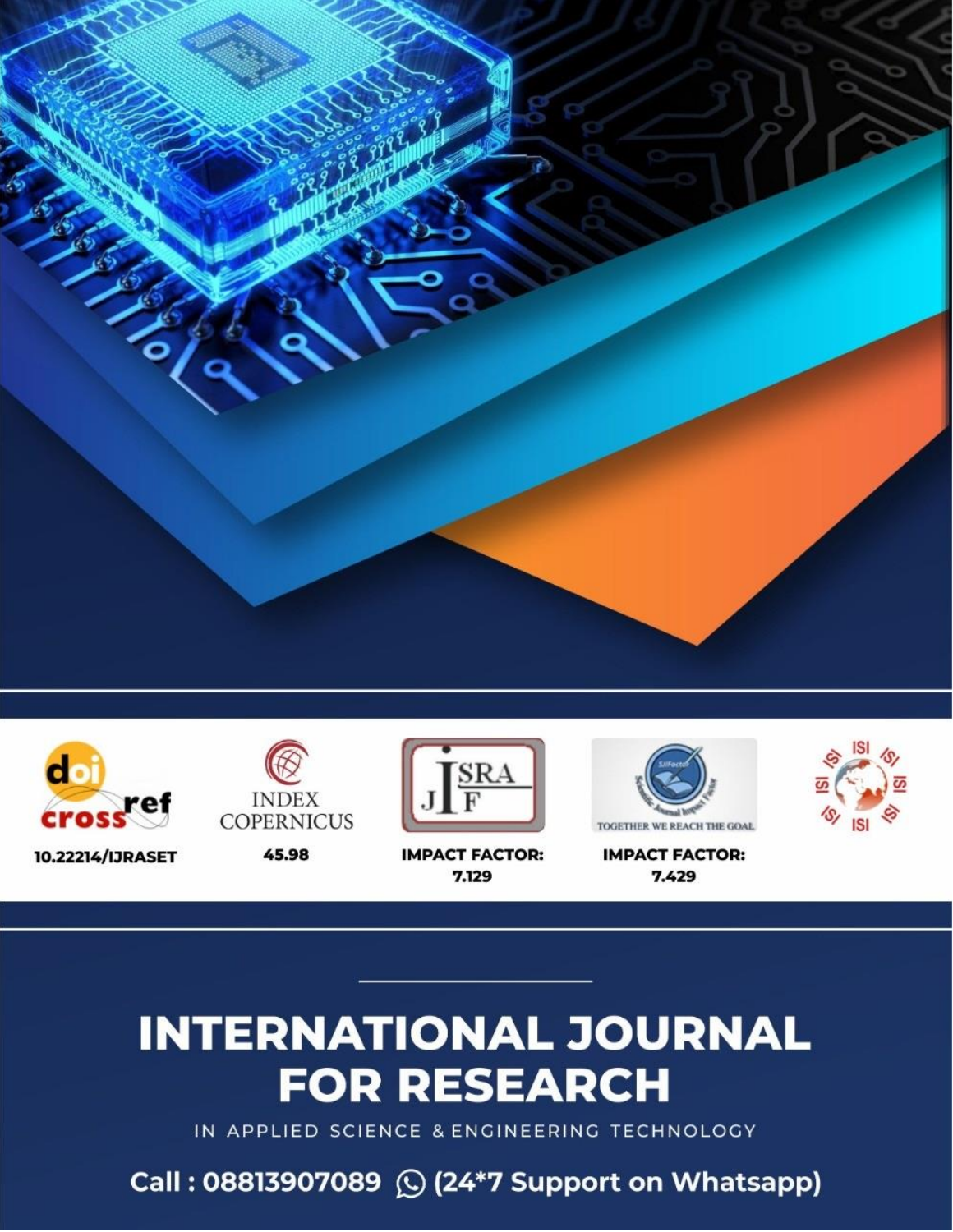10.22214/IJRASET

INDEX COPERNICUS

45.98

IMPACT FACTOR: 7.129

IMPACT FACTOR: 7.429

TOGETHER WE REACH THE GOAL

# INTERNATIONAL JOURNAL FOR RESEARCH

IN APPLIED SCIENCE & ENGINEERING TECHNOLOGY

Call : 08813907089 (24*7 Support on Whatsapp)